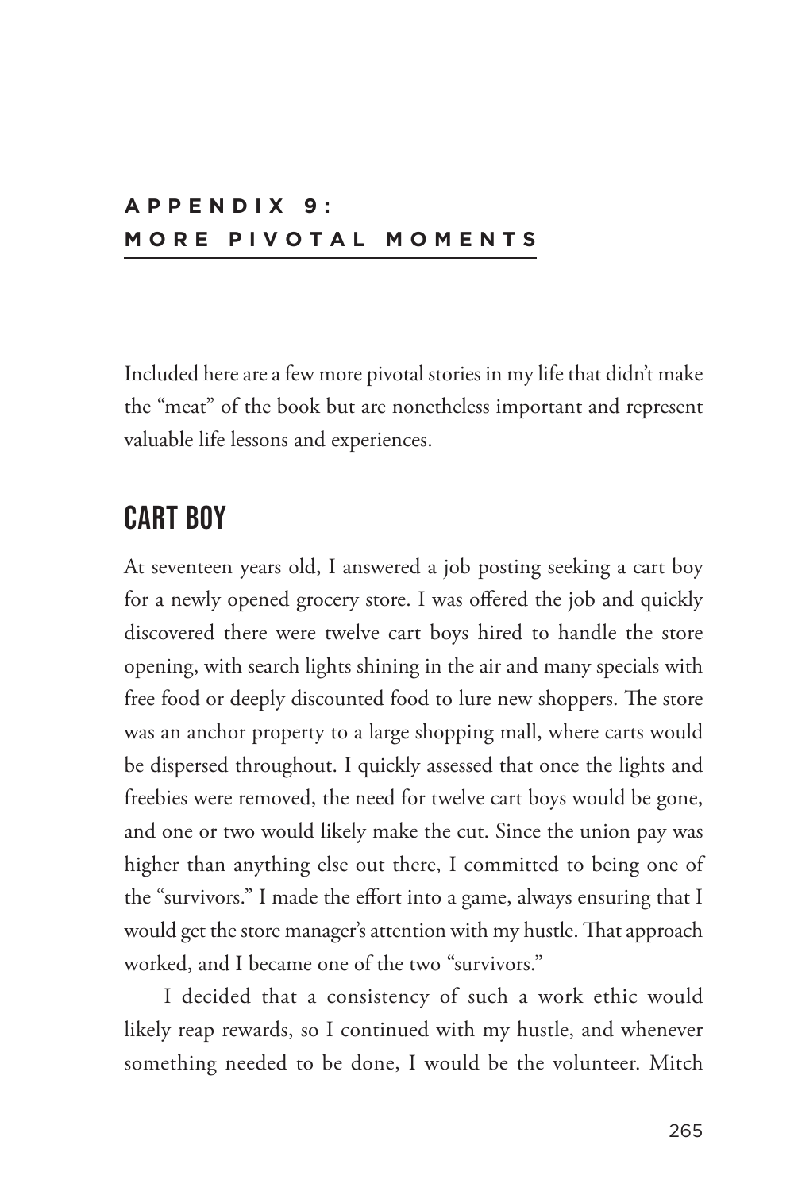# APPENDIX 9: MORE PIVOTAL MOMENTS

Included here are a few more pivotal stories in my life that didn't make the "meat" of the book but are nonetheless important and represent valuable life lessons and experiences.

## CART BOY

At seventeen years old, I answered a job posting seeking a cart boy for a newly opened grocery store. I was offered the job and quickly discovered there were twelve cart boys hired to handle the store opening, with search lights shining in the air and many specials with free food or deeply discounted food to lure new shoppers. The store was an anchor property to a large shopping mall, where carts would be dispersed throughout. I quickly assessed that once the lights and freebies were removed, the need for twelve cart boys would be gone, and one or two would likely make the cut. Since the union pay was higher than anything else out there, I committed to being one of the "survivors." I made the effort into a game, always ensuring that I would get the store manager's attention with my hustle. That approach worked, and I became one of the two "survivors."

I decided that a consistency of such a work ethic would likely reap rewards, so I continued with my hustle, and whenever something needed to be done, I would be the volunteer. Mitch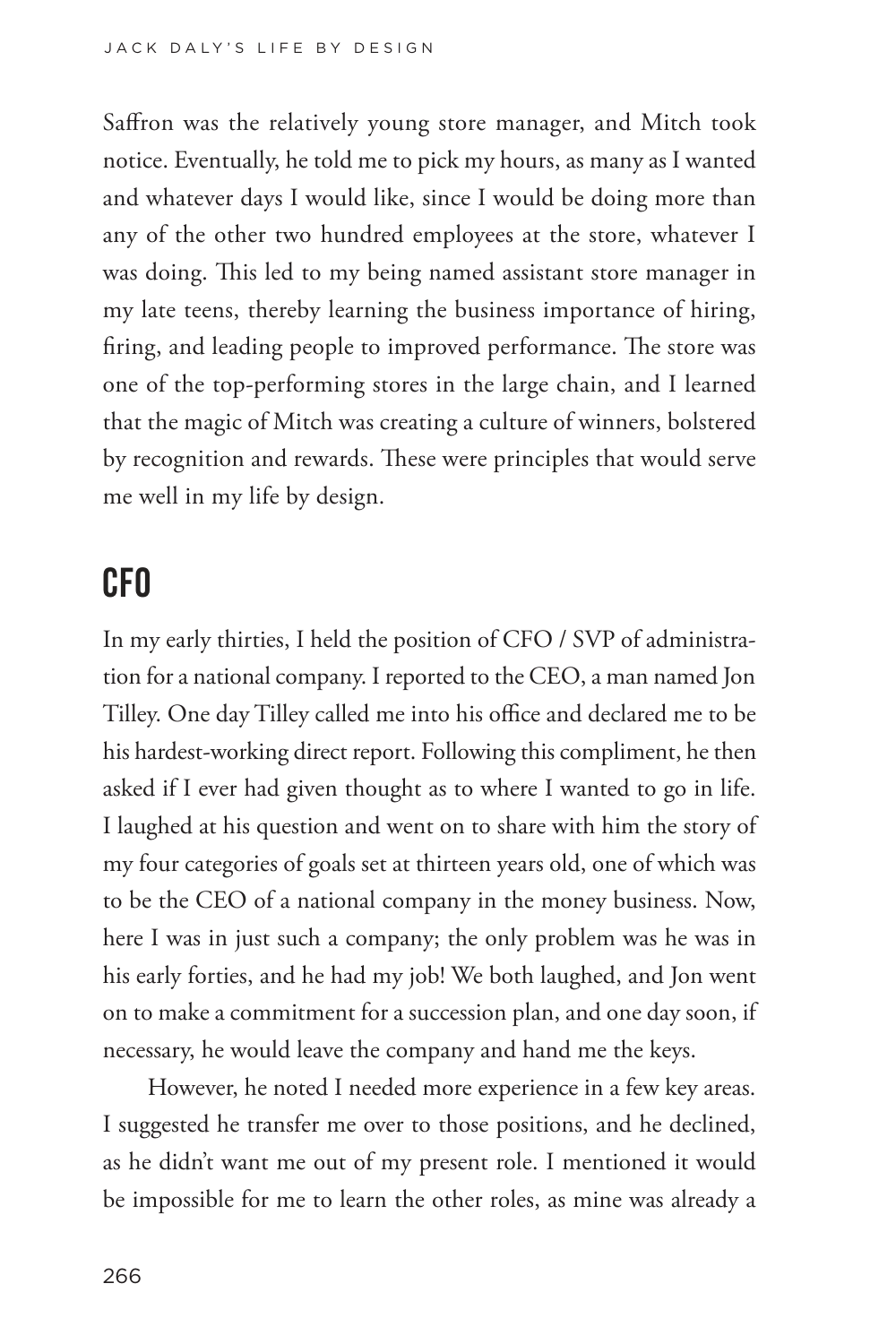Saffron was the relatively young store manager, and Mitch took notice. Eventually, he told me to pick my hours, as many as I wanted and whatever days I would like, since I would be doing more than any of the other two hundred employees at the store, whatever I was doing. This led to my being named assistant store manager in my late teens, thereby learning the business importance of hiring, firing, and leading people to improved performance. The store was one of the top-performing stores in the large chain, and I learned that the magic of Mitch was creating a culture of winners, bolstered by recognition and rewards. These were principles that would serve me well in my life by design.

## CFO

In my early thirties, I held the position of CFO / SVP of administration for a national company. I reported to the CEO, a man named Jon Tilley. One day Tilley called me into his office and declared me to be his hardest-working direct report. Following this compliment, he then asked if I ever had given thought as to where I wanted to go in life. I laughed at his question and went on to share with him the story of my four categories of goals set at thirteen years old, one of which was to be the CEO of a national company in the money business. Now, here I was in just such a company; the only problem was he was in his early forties, and he had my job! We both laughed, and Jon went on to make a commitment for a succession plan, and one day soon, if necessary, he would leave the company and hand me the keys.

However, he noted I needed more experience in a few key areas. I suggested he transfer me over to those positions, and he declined, as he didn't want me out of my present role. I mentioned it would be impossible for me to learn the other roles, as mine was already a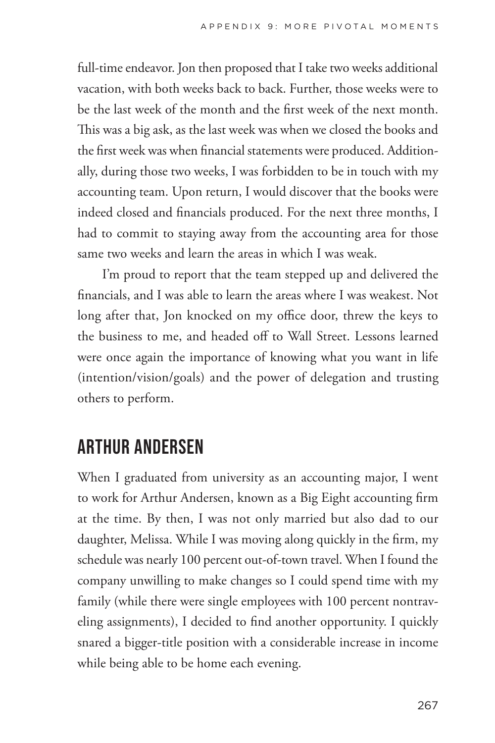full-time endeavor. Jon then proposed that I take two weeks additional vacation, with both weeks back to back. Further, those weeks were to be the last week of the month and the first week of the next month. This was a big ask, as the last week was when we closed the books and the first week was when financial statements were produced. Additionally, during those two weeks, I was forbidden to be in touch with my accounting team. Upon return, I would discover that the books were indeed closed and financials produced. For the next three months, I had to commit to staying away from the accounting area for those same two weeks and learn the areas in which I was weak.

I'm proud to report that the team stepped up and delivered the financials, and I was able to learn the areas where I was weakest. Not long after that, Jon knocked on my office door, threw the keys to the business to me, and headed off to Wall Street. Lessons learned were once again the importance of knowing what you want in life (intention/vision/goals) and the power of delegation and trusting others to perform.

## ARTHUR ANDERSEN

When I graduated from university as an accounting major, I went to work for Arthur Andersen, known as a Big Eight accounting firm at the time. By then, I was not only married but also dad to our daughter, Melissa. While I was moving along quickly in the firm, my schedule was nearly 100 percent out-of-town travel. When I found the company unwilling to make changes so I could spend time with my family (while there were single employees with 100 percent nontraveling assignments), I decided to find another opportunity. I quickly snared a bigger-title position with a considerable increase in income while being able to be home each evening.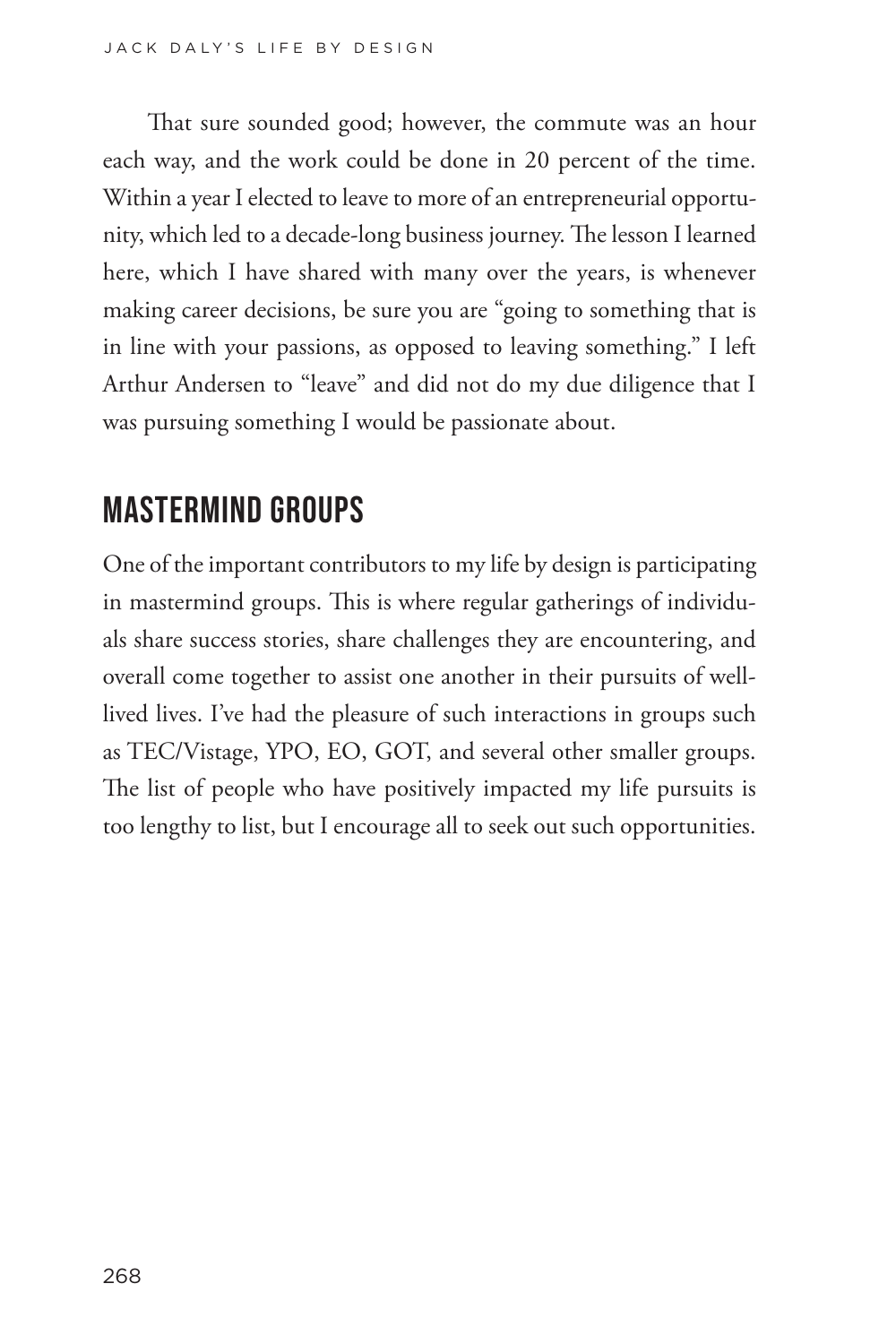That sure sounded good; however, the commute was an hour each way, and the work could be done in 20 percent of the time. Within a year I elected to leave to more of an entrepreneurial opportunity, which led to a decade-long business journey. The lesson I learned here, which I have shared with many over the years, is whenever making career decisions, be sure you are "going to something that is in line with your passions, as opposed to leaving something." I left Arthur Andersen to "leave" and did not do my due diligence that I was pursuing something I would be passionate about.

## MASTERMIND GROUPS

One of the important contributors to my life by design is participating in mastermind groups. This is where regular gatherings of individuals share success stories, share challenges they are encountering, and overall come together to assist one another in their pursuits of well-lived lives. I've had the pleasure of such interactions in groups such as TEC/Vistage, YPO, EO, GOT, and several other smaller groups. The list of people who have positively impacted my life pursuits is too lengthy to list, but I encourage all to seek out such opportunities.